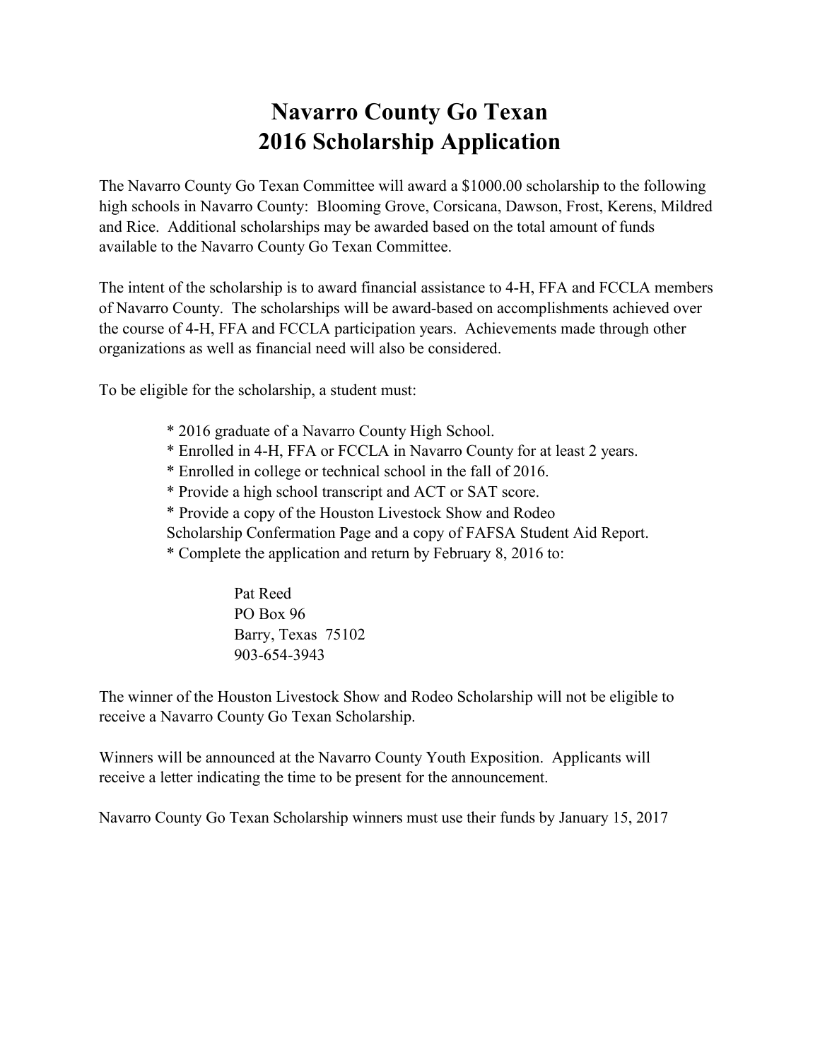# Navarro County Go Texan
# 2016 Scholarship Application

The Navarro County Go Texan Committee will award a $1000.00 scholarship to the following high schools in Navarro County: Blooming Grove, Corsicana, Dawson, Frost, Kerens, Mildred and Rice. Additional scholarships may be awarded based on the total amount of funds available to the Navarro County Go Texan Committee.

The intent of the scholarship is to award financial assistance to 4-H, FFA and FCCLA members of Navarro County. The scholarships will be award-based on accomplishments achieved over the course of 4-H, FFA and FCCLA participation years. Achievements made through other organizations as well as financial need will also be considered.

To be eligible for the scholarship, a student must:

* 2016 graduate of a Navarro County High School.
* Enrolled in 4-H, FFA or FCCLA in Navarro County for at least 2 years.
* Enrolled in college or technical school in the fall of 2016.
* Provide a high school transcript and ACT or SAT score.
* Provide a copy of the Houston Livestock Show and Rodeo Scholarship Confermation Page and a copy of FAFSA Student Aid Report.
* Complete the application and return by February 8, 2016 to:

  Pat Reed
  PO Box 96
  Barry, Texas 75102
  903-654-3943

The winner of the Houston Livestock Show and Rodeo Scholarship will not be eligible to receive a Navarro County Go Texan Scholarship.

Winners will be announced at the Navarro County Youth Exposition. Applicants will receive a letter indicating the time to be present for the announcement.

Navarro County Go Texan Scholarship winners must use their funds by January 15, 2017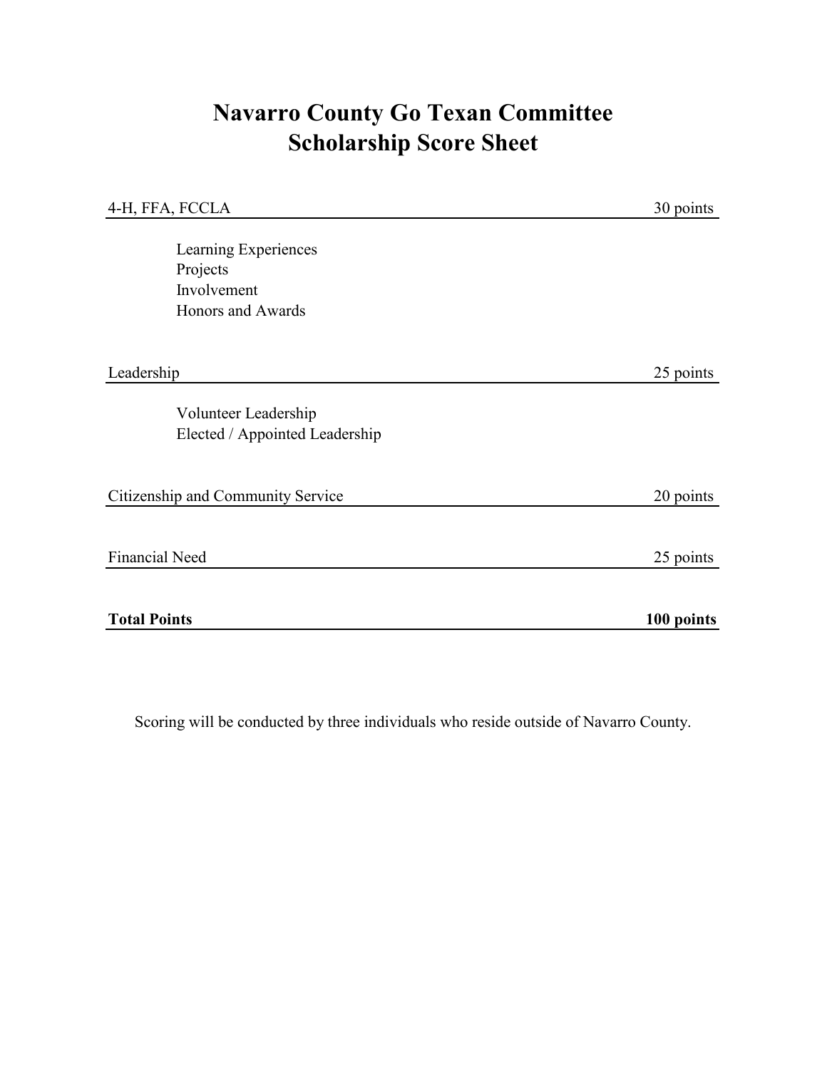# Navarro County Go Texan Committee
# Scholarship Score Sheet

| | |
|---|---|
| 4-H, FFA, FCCLA | 30 points |

- Learning Experiences
- Projects
- Involvement
- Honors and Awards

| | |
|---|---|
| Leadership | 25 points |

- Volunteer Leadership
- Elected / Appointed Leadership

| | |
|---|---|
| Citizenship and Community Service | 20 points |
| Financial Need | 25 points |
| **Total Points** | **100 points** |

Scoring will be conducted by three individuals who reside outside of Navarro County.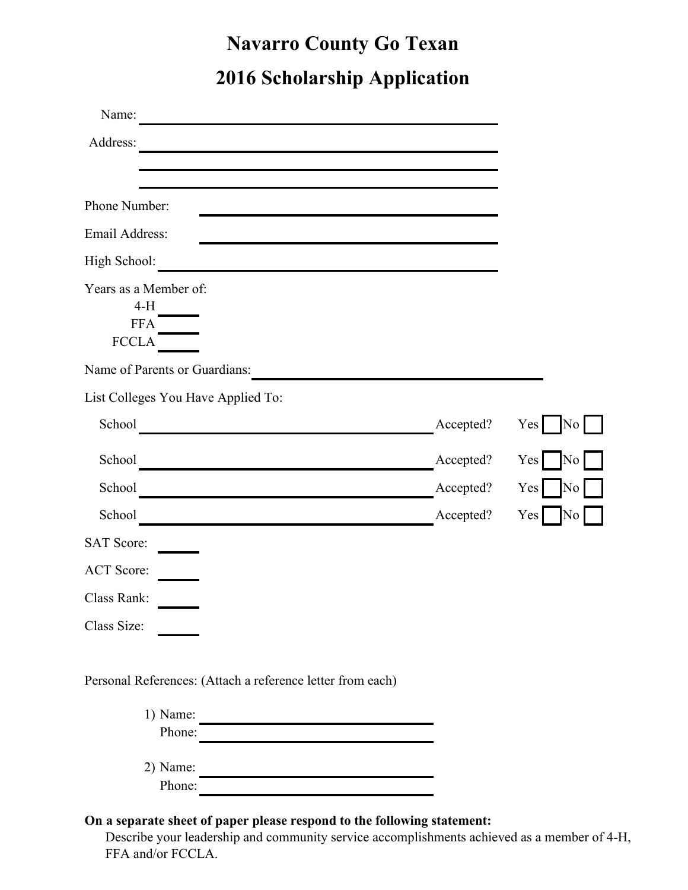# Navarro County Go Texan

# 2016 Scholarship Application

Name: ______________________________

Address: ______________________________

______________________________

______________________________

Phone Number: ______________________________

Email Address: ______________________________

High School: ______________________________

Years as a Member of:

- 4-H ______
- FFA ______
- FCCLA ______

Name of Parents or Guardians: ______________________________

List Colleges You Have Applied To:

School ______________________________ Accepted? Yes ☐ No ☐

School ______________________________ Accepted? Yes ☐ No ☐

School ______________________________ Accepted? Yes ☐ No ☐

School ______________________________ Accepted? Yes ☐ No ☐

SAT Score: ______

ACT Score: ______

Class Rank: ______

Class Size: ______

Personal References: (Attach a reference letter from each)

1) Name: ______________________________
   Phone: ______________________________

2) Name: ______________________________
   Phone: ______________________________

**On a separate sheet of paper please respond to the following statement:**

Describe your leadership and community service accomplishments achieved as a member of 4-H, FFA and/or FCCLA.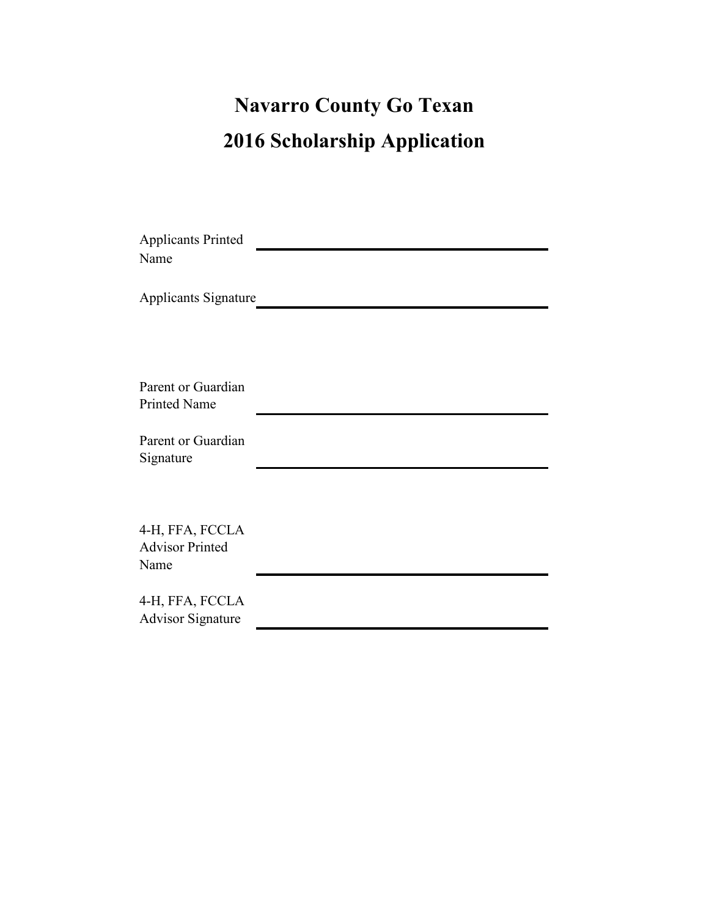# Navarro County Go Texan

# 2016 Scholarship Application

Applicants Printed Name \_\_\_\_\_\_\_\_\_\_\_\_\_\_\_\_\_\_\_\_\_\_\_\_\_\_\_\_\_\_\_\_\_\_\_\_\_\_\_\_

Applicants Signature \_\_\_\_\_\_\_\_\_\_\_\_\_\_\_\_\_\_\_\_\_\_\_\_\_\_\_\_\_\_\_\_\_\_\_\_\_\_\_\_

Parent or Guardian Printed Name \_\_\_\_\_\_\_\_\_\_\_\_\_\_\_\_\_\_\_\_\_\_\_\_\_\_\_\_\_\_\_\_\_\_\_\_\_\_\_\_

Parent or Guardian Signature \_\_\_\_\_\_\_\_\_\_\_\_\_\_\_\_\_\_\_\_\_\_\_\_\_\_\_\_\_\_\_\_\_\_\_\_\_\_\_\_

4-H, FFA, FCCLA Advisor Printed Name \_\_\_\_\_\_\_\_\_\_\_\_\_\_\_\_\_\_\_\_\_\_\_\_\_\_\_\_\_\_\_\_\_\_\_\_\_\_\_\_

4-H, FFA, FCCLA Advisor Signature \_\_\_\_\_\_\_\_\_\_\_\_\_\_\_\_\_\_\_\_\_\_\_\_\_\_\_\_\_\_\_\_\_\_\_\_\_\_\_\_